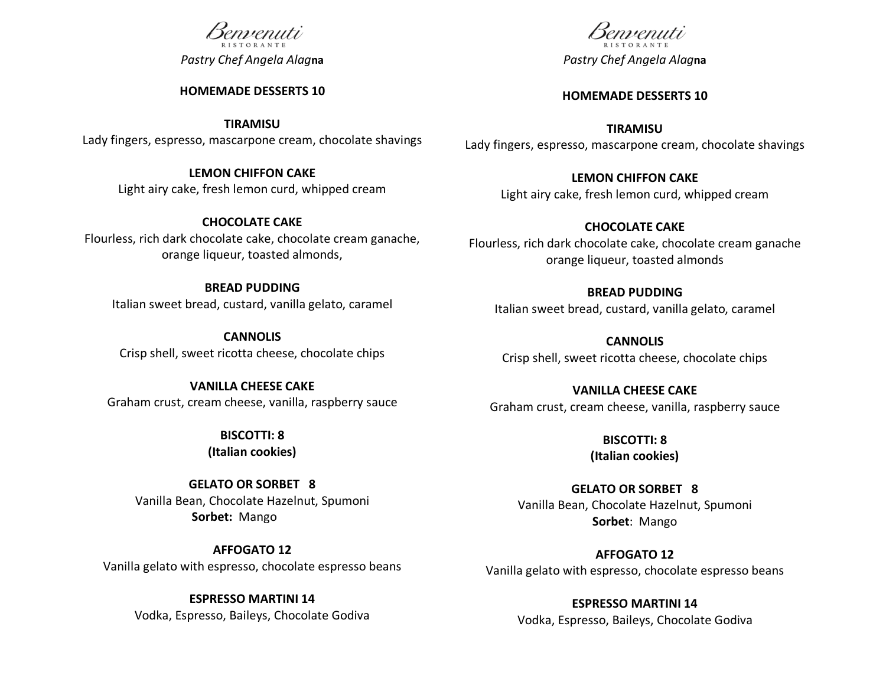# Benvenuti
RISTORANTE

*Pastry Chef Angela Alagna*

**HOMEMADE DESSERTS 10**

**TIRAMISU**
Lady fingers, espresso, mascarpone cream, chocolate shavings

**LEMON CHIFFON CAKE**
Light airy cake, fresh lemon curd, whipped cream

**CHOCOLATE CAKE**
Flourless, rich dark chocolate cake, chocolate cream ganache, orange liqueur, toasted almonds,

**BREAD PUDDING**
Italian sweet bread, custard, vanilla gelato, caramel

**CANNOLIS**
Crisp shell, sweet ricotta cheese, chocolate chips

**VANILLA CHEESE CAKE**
Graham crust, cream cheese, vanilla, raspberry sauce

**BISCOTTI: 8**
**(Italian cookies)**

**GELATO OR SORBET 8**
Vanilla Bean, Chocolate Hazelnut, Spumoni
**Sorbet:** Mango

**AFFOGATO 12**
Vanilla gelato with espresso, chocolate espresso beans

**ESPRESSO MARTINI 14**
Vodka, Espresso, Baileys, Chocolate Godiva

# Benvenuti
RISTORANTE

*Pastry Chef Angela Alagna*

**HOMEMADE DESSERTS 10**

**TIRAMISU**
Lady fingers, espresso, mascarpone cream, chocolate shavings

**LEMON CHIFFON CAKE**
Light airy cake, fresh lemon curd, whipped cream

**CHOCOLATE CAKE**
Flourless, rich dark chocolate cake, chocolate cream ganache orange liqueur, toasted almonds

**BREAD PUDDING**
Italian sweet bread, custard, vanilla gelato, caramel

**CANNOLIS**
Crisp shell, sweet ricotta cheese, chocolate chips

**VANILLA CHEESE CAKE**
Graham crust, cream cheese, vanilla, raspberry sauce

**BISCOTTI: 8**
**(Italian cookies)**

**GELATO OR SORBET 8**
Vanilla Bean, Chocolate Hazelnut, Spumoni
**Sorbet**: Mango

**AFFOGATO 12**
Vanilla gelato with espresso, chocolate espresso beans

**ESPRESSO MARTINI 14**
Vodka, Espresso, Baileys, Chocolate Godiva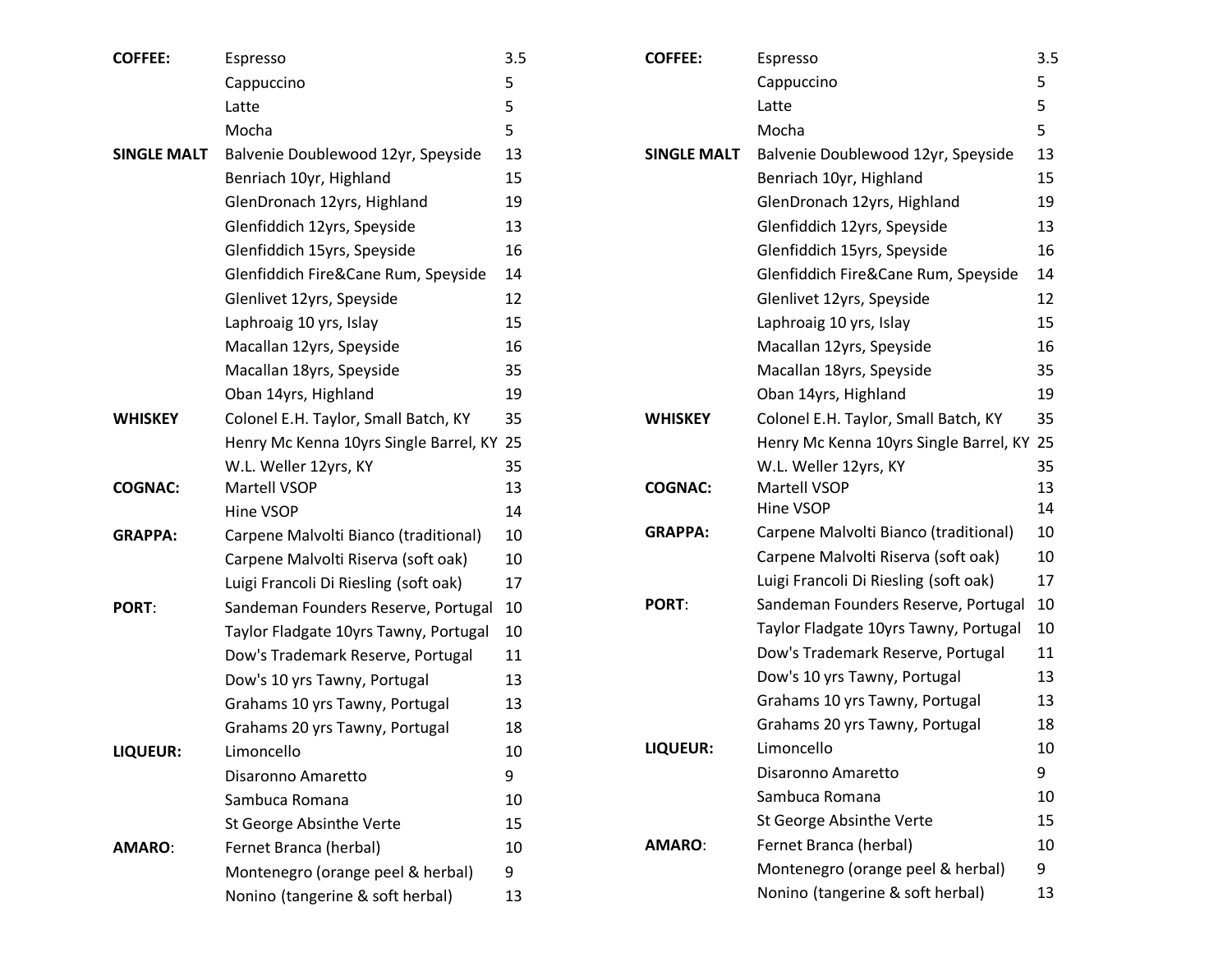| | | |
|---|---|---|
| **COFFEE:** | Espresso | 3.5 |
| | Cappuccino | 5 |
| | Latte | 5 |
| | Mocha | 5 |
| **SINGLE MALT** | Balvenie Doublewood 12yr, Speyside | 13 |
| | Benriach 10yr, Highland | 15 |
| | GlenDronach 12yrs, Highland | 19 |
| | Glenfiddich 12yrs, Speyside | 13 |
| | Glenfiddich 15yrs, Speyside | 16 |
| | Glenfiddich Fire&Cane Rum, Speyside | 14 |
| | Glenlivet 12yrs, Speyside | 12 |
| | Laphroaig 10 yrs, Islay | 15 |
| | Macallan 12yrs, Speyside | 16 |
| | Macallan 18yrs, Speyside | 35 |
| | Oban 14yrs, Highland | 19 |
| **WHISKEY** | Colonel E.H. Taylor, Small Batch, KY | 35 |
| | Henry Mc Kenna 10yrs Single Barrel, KY | 25 |
| | W.L. Weller 12yrs, KY | 35 |
| **COGNAC:** | Martell VSOP | 13 |
| | Hine VSOP | 14 |
| **GRAPPA:** | Carpene Malvolti Bianco (traditional) | 10 |
| | Carpene Malvolti Riserva (soft oak) | 10 |
| | Luigi Francoli Di Riesling (soft oak) | 17 |
| **PORT**: | Sandeman Founders Reserve, Portugal | 10 |
| | Taylor Fladgate 10yrs Tawny, Portugal | 10 |
| | Dow's Trademark Reserve, Portugal | 11 |
| | Dow's 10 yrs Tawny, Portugal | 13 |
| | Grahams 10 yrs Tawny, Portugal | 13 |
| | Grahams 20 yrs Tawny, Portugal | 18 |
| **LIQUEUR:** | Limoncello | 10 |
| | Disaronno Amaretto | 9 |
| | Sambuca Romana | 10 |
| | St George Absinthe Verte | 15 |
| **AMARO**: | Fernet Branca (herbal) | 10 |
| | Montenegro (orange peel & herbal) | 9 |
| | Nonino (tangerine & soft herbal) | 13 |

| | | |
|---|---|---|
| **COFFEE:** | Espresso | 3.5 |
| | Cappuccino | 5 |
| | Latte | 5 |
| | Mocha | 5 |
| **SINGLE MALT** | Balvenie Doublewood 12yr, Speyside | 13 |
| | Benriach 10yr, Highland | 15 |
| | GlenDronach 12yrs, Highland | 19 |
| | Glenfiddich 12yrs, Speyside | 13 |
| | Glenfiddich 15yrs, Speyside | 16 |
| | Glenfiddich Fire&Cane Rum, Speyside | 14 |
| | Glenlivet 12yrs, Speyside | 12 |
| | Laphroaig 10 yrs, Islay | 15 |
| | Macallan 12yrs, Speyside | 16 |
| | Macallan 18yrs, Speyside | 35 |
| | Oban 14yrs, Highland | 19 |
| **WHISKEY** | Colonel E.H. Taylor, Small Batch, KY | 35 |
| | Henry Mc Kenna 10yrs Single Barrel, KY | 25 |
| | W.L. Weller 12yrs, KY | 35 |
| **COGNAC:** | Martell VSOP | 13 |
| | Hine VSOP | 14 |
| **GRAPPA:** | Carpene Malvolti Bianco (traditional) | 10 |
| | Carpene Malvolti Riserva (soft oak) | 10 |
| | Luigi Francoli Di Riesling (soft oak) | 17 |
| **PORT**: | Sandeman Founders Reserve, Portugal | 10 |
| | Taylor Fladgate 10yrs Tawny, Portugal | 10 |
| | Dow's Trademark Reserve, Portugal | 11 |
| | Dow's 10 yrs Tawny, Portugal | 13 |
| | Grahams 10 yrs Tawny, Portugal | 13 |
| | Grahams 20 yrs Tawny, Portugal | 18 |
| **LIQUEUR:** | Limoncello | 10 |
| | Disaronno Amaretto | 9 |
| | Sambuca Romana | 10 |
| | St George Absinthe Verte | 15 |
| **AMARO**: | Fernet Branca (herbal) | 10 |
| | Montenegro (orange peel & herbal) | 9 |
| | Nonino (tangerine & soft herbal) | 13 |